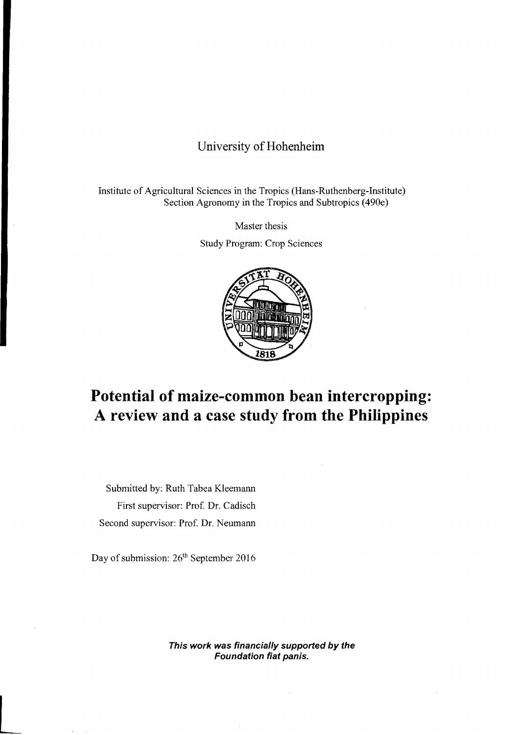University of Hohenheim

Institute of Agricultural Sciences in the Tropics (Hans-Ruthenberg-Institute)
Section Agronomy in the Tropics and Subtropics (490e)

Master thesis

Study Program: Crop Sciences

# Potential of maize-common bean intercropping: A review and a case study from the Philippines

Submitted by: Ruth Tabea Kleemann

First supervisor: Prof. Dr. Cadisch

Second supervisor: Prof. Dr. Neumann

Day of submission: 26th September 2016

***This work was financially supported by the Foundation fiat panis.***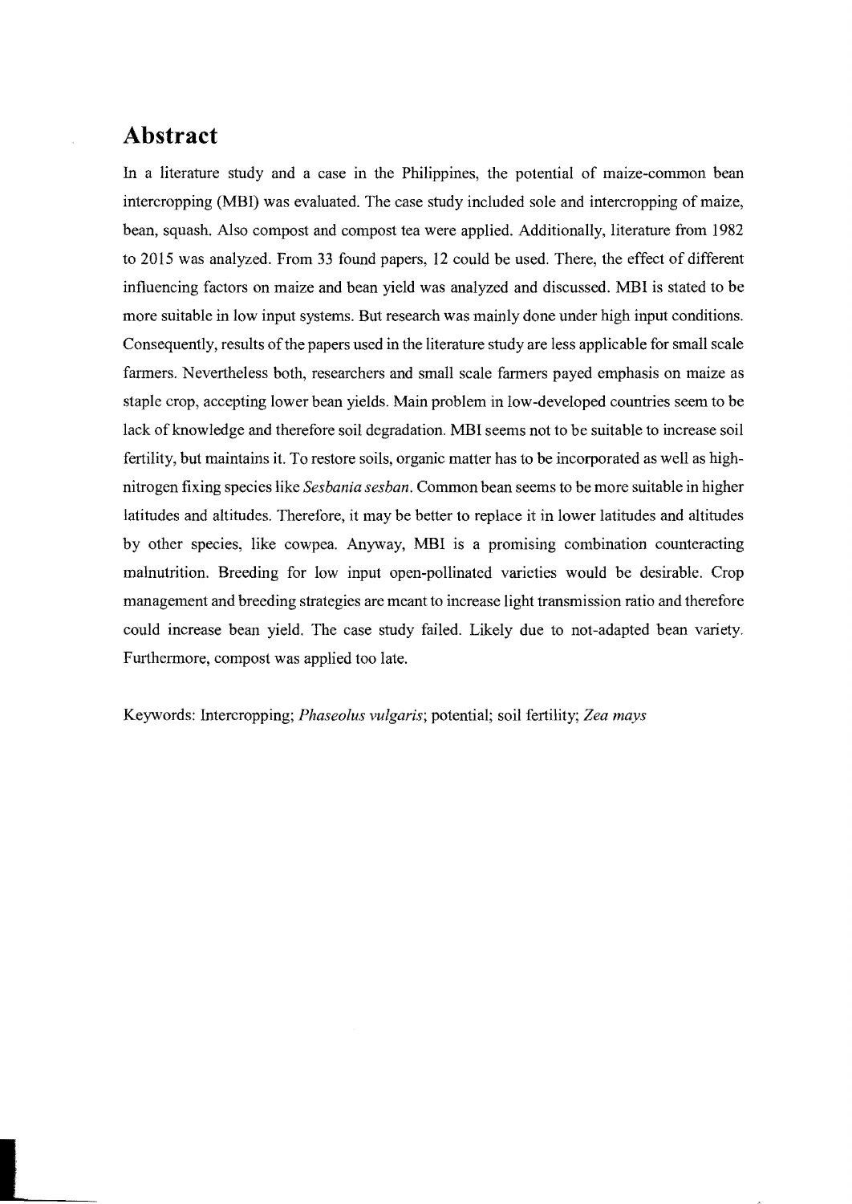# Abstract

In a literature study and a case in the Philippines, the potential of maize-common bean intercropping (MBI) was evaluated. The case study included sole and intercropping of maize, bean, squash. Also compost and compost tea were applied. Additionally, literature from 1982 to 2015 was analyzed. From 33 found papers, 12 could be used. There, the effect of different influencing factors on maize and bean yield was analyzed and discussed. MBI is stated to be more suitable in low input systems. But research was mainly done under high input conditions. Consequently, results of the papers used in the literature study are less applicable for small scale farmers. Nevertheless both, researchers and small scale farmers payed emphasis on maize as staple crop, accepting lower bean yields. Main problem in low-developed countries seem to be lack of knowledge and therefore soil degradation. MBI seems not to be suitable to increase soil fertility, but maintains it. To restore soils, organic matter has to be incorporated as well as high-nitrogen fixing species like *Sesbania sesban*. Common bean seems to be more suitable in higher latitudes and altitudes. Therefore, it may be better to replace it in lower latitudes and altitudes by other species, like cowpea. Anyway, MBI is a promising combination counteracting malnutrition. Breeding for low input open-pollinated varieties would be desirable. Crop management and breeding strategies are meant to increase light transmission ratio and therefore could increase bean yield. The case study failed. Likely due to not-adapted bean variety. Furthermore, compost was applied too late.

Keywords: Intercropping; *Phaseolus vulgaris*; potential; soil fertility; *Zea mays*